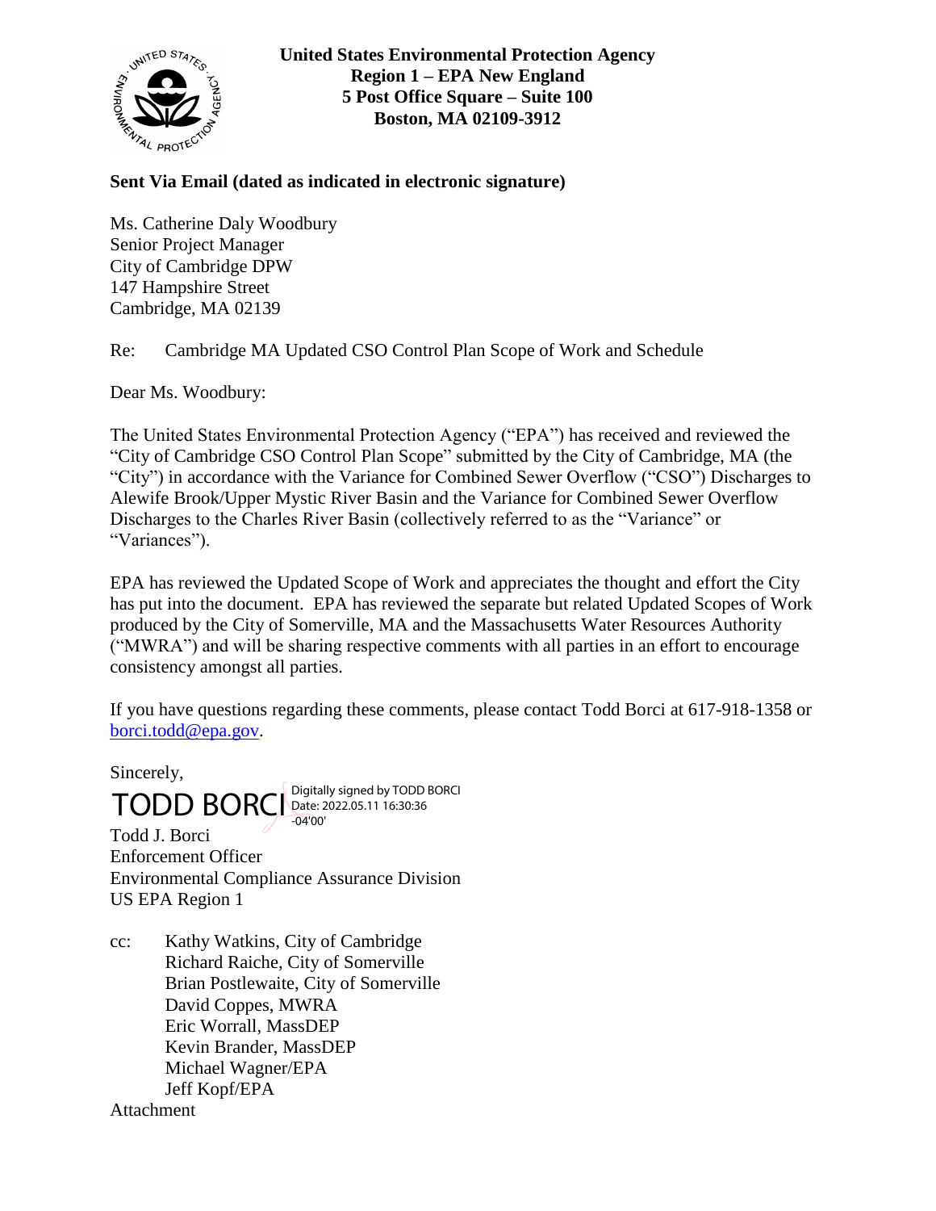**United States Environmental Protection Agency**
**Region 1 – EPA New England**
**5 Post Office Square – Suite 100**
**Boston, MA 02109-3912**

**Sent Via Email (dated as indicated in electronic signature)**

Ms. Catherine Daly Woodbury
Senior Project Manager
City of Cambridge DPW
147 Hampshire Street
Cambridge, MA 02139

Re: Cambridge MA Updated CSO Control Plan Scope of Work and Schedule

Dear Ms. Woodbury:

The United States Environmental Protection Agency ("EPA") has received and reviewed the "City of Cambridge CSO Control Plan Scope" submitted by the City of Cambridge, MA (the "City") in accordance with the Variance for Combined Sewer Overflow ("CSO") Discharges to Alewife Brook/Upper Mystic River Basin and the Variance for Combined Sewer Overflow Discharges to the Charles River Basin (collectively referred to as the "Variance" or "Variances").

EPA has reviewed the Updated Scope of Work and appreciates the thought and effort the City has put into the document. EPA has reviewed the separate but related Updated Scopes of Work produced by the City of Somerville, MA and the Massachusetts Water Resources Authority ("MWRA") and will be sharing respective comments with all parties in an effort to encourage consistency amongst all parties.

If you have questions regarding these comments, please contact Todd Borci at 617-918-1358 or borci.todd@epa.gov.

Sincerely,

TODD BORCI Digitally signed by TODD BORCI Date: 2022.05.11 16:30:36 -04'00'

Todd J. Borci
Enforcement Officer
Environmental Compliance Assurance Division
US EPA Region 1

cc: Kathy Watkins, City of Cambridge
Richard Raiche, City of Somerville
Brian Postlewaite, City of Somerville
David Coppes, MWRA
Eric Worrall, MassDEP
Kevin Brander, MassDEP
Michael Wagner/EPA
Jeff Kopf/EPA

Attachment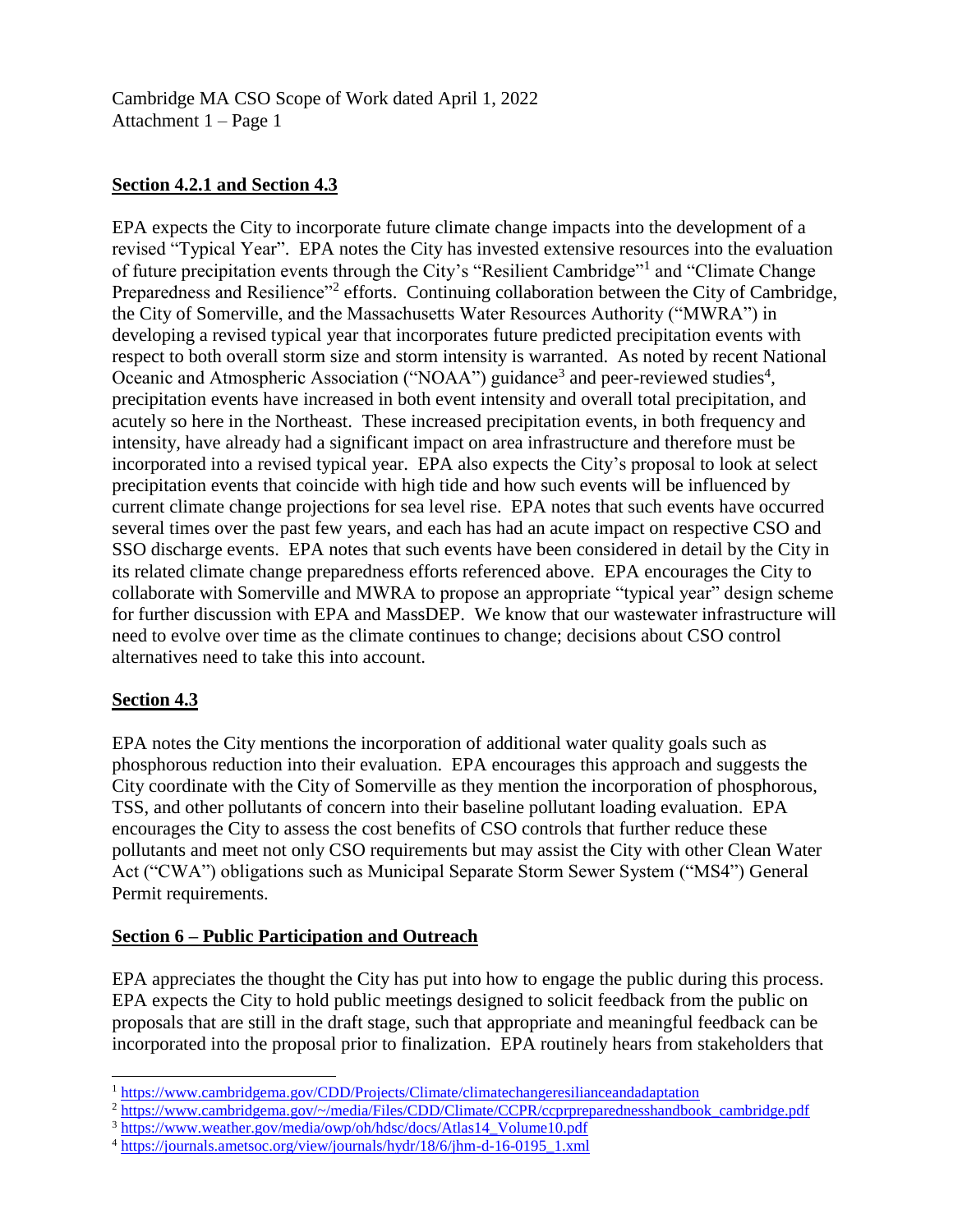Cambridge MA CSO Scope of Work dated April 1, 2022
Attachment 1 – Page 1

## Section 4.2.1 and Section 4.3

EPA expects the City to incorporate future climate change impacts into the development of a revised "Typical Year". EPA notes the City has invested extensive resources into the evaluation of future precipitation events through the City's "Resilient Cambridge"[1] and "Climate Change Preparedness and Resilience"[2] efforts. Continuing collaboration between the City of Cambridge, the City of Somerville, and the Massachusetts Water Resources Authority ("MWRA") in developing a revised typical year that incorporates future predicted precipitation events with respect to both overall storm size and storm intensity is warranted. As noted by recent National Oceanic and Atmospheric Association ("NOAA") guidance[3] and peer-reviewed studies[4], precipitation events have increased in both event intensity and overall total precipitation, and acutely so here in the Northeast. These increased precipitation events, in both frequency and intensity, have already had a significant impact on area infrastructure and therefore must be incorporated into a revised typical year. EPA also expects the City's proposal to look at select precipitation events that coincide with high tide and how such events will be influenced by current climate change projections for sea level rise. EPA notes that such events have occurred several times over the past few years, and each has had an acute impact on respective CSO and SSO discharge events. EPA notes that such events have been considered in detail by the City in its related climate change preparedness efforts referenced above. EPA encourages the City to collaborate with Somerville and MWRA to propose an appropriate "typical year" design scheme for further discussion with EPA and MassDEP. We know that our wastewater infrastructure will need to evolve over time as the climate continues to change; decisions about CSO control alternatives need to take this into account.

## Section 4.3

EPA notes the City mentions the incorporation of additional water quality goals such as phosphorous reduction into their evaluation. EPA encourages this approach and suggests the City coordinate with the City of Somerville as they mention the incorporation of phosphorous, TSS, and other pollutants of concern into their baseline pollutant loading evaluation. EPA encourages the City to assess the cost benefits of CSO controls that further reduce these pollutants and meet not only CSO requirements but may assist the City with other Clean Water Act ("CWA") obligations such as Municipal Separate Storm Sewer System ("MS4") General Permit requirements.

## Section 6 – Public Participation and Outreach

EPA appreciates the thought the City has put into how to engage the public during this process. EPA expects the City to hold public meetings designed to solicit feedback from the public on proposals that are still in the draft stage, such that appropriate and meaningful feedback can be incorporated into the proposal prior to finalization. EPA routinely hears from stakeholders that

---

[1] https://www.cambridgema.gov/CDD/Projects/Climate/climatechangeresilianceandadaptation

[2] https://www.cambridgema.gov/~/media/Files/CDD/Climate/CCPR/ccprpreparednesshandbook_cambridge.pdf

[3] https://www.weather.gov/media/owp/oh/hdsc/docs/Atlas14_Volume10.pdf

[4] https://journals.ametsoc.org/view/journals/hydr/18/6/jhm-d-16-0195_1.xml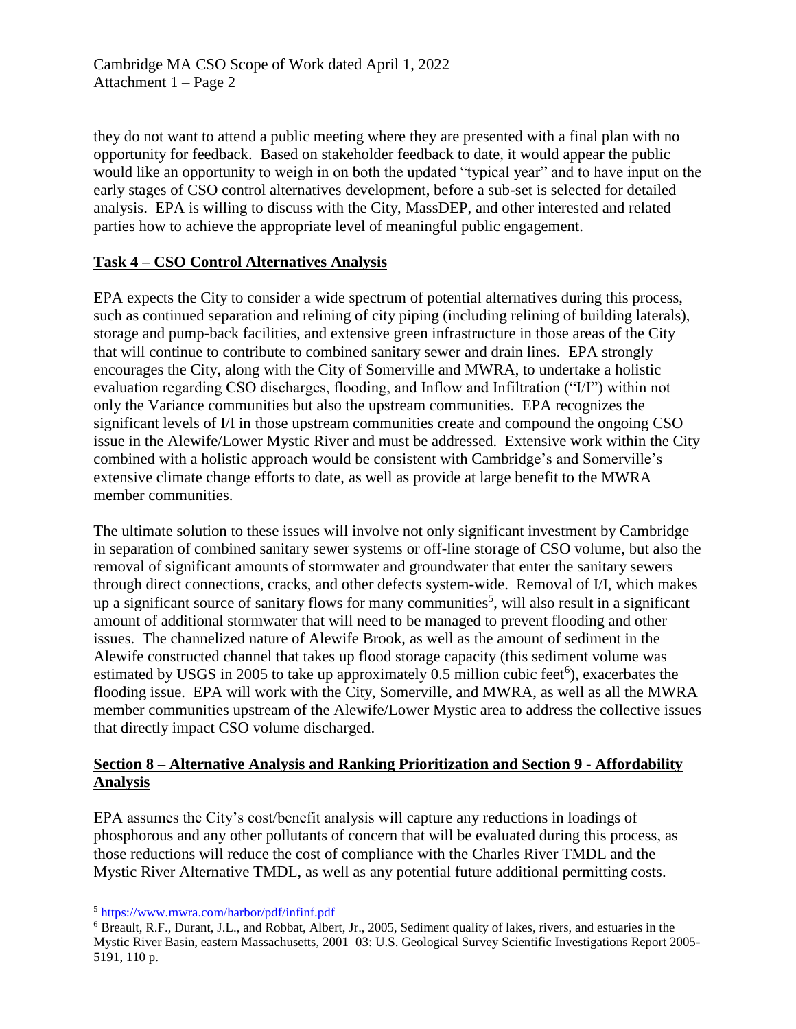they do not want to attend a public meeting where they are presented with a final plan with no opportunity for feedback. Based on stakeholder feedback to date, it would appear the public would like an opportunity to weigh in on both the updated "typical year" and to have input on the early stages of CSO control alternatives development, before a sub-set is selected for detailed analysis. EPA is willing to discuss with the City, MassDEP, and other interested and related parties how to achieve the appropriate level of meaningful public engagement.

**Task 4 – CSO Control Alternatives Analysis**

EPA expects the City to consider a wide spectrum of potential alternatives during this process, such as continued separation and relining of city piping (including relining of building laterals), storage and pump-back facilities, and extensive green infrastructure in those areas of the City that will continue to contribute to combined sanitary sewer and drain lines. EPA strongly encourages the City, along with the City of Somerville and MWRA, to undertake a holistic evaluation regarding CSO discharges, flooding, and Inflow and Infiltration ("I/I") within not only the Variance communities but also the upstream communities. EPA recognizes the significant levels of I/I in those upstream communities create and compound the ongoing CSO issue in the Alewife/Lower Mystic River and must be addressed. Extensive work within the City combined with a holistic approach would be consistent with Cambridge's and Somerville's extensive climate change efforts to date, as well as provide at large benefit to the MWRA member communities.

The ultimate solution to these issues will involve not only significant investment by Cambridge in separation of combined sanitary sewer systems or off-line storage of CSO volume, but also the removal of significant amounts of stormwater and groundwater that enter the sanitary sewers through direct connections, cracks, and other defects system-wide. Removal of I/I, which makes up a significant source of sanitary flows for many communities[5], will also result in a significant amount of additional stormwater that will need to be managed to prevent flooding and other issues. The channelized nature of Alewife Brook, as well as the amount of sediment in the Alewife constructed channel that takes up flood storage capacity (this sediment volume was estimated by USGS in 2005 to take up approximately 0.5 million cubic feet[6]), exacerbates the flooding issue. EPA will work with the City, Somerville, and MWRA, as well as all the MWRA member communities upstream of the Alewife/Lower Mystic area to address the collective issues that directly impact CSO volume discharged.

**Section 8 – Alternative Analysis and Ranking Prioritization and Section 9 - Affordability Analysis**

EPA assumes the City's cost/benefit analysis will capture any reductions in loadings of phosphorous and any other pollutants of concern that will be evaluated during this process, as those reductions will reduce the cost of compliance with the Charles River TMDL and the Mystic River Alternative TMDL, as well as any potential future additional permitting costs.

---

[5] https://www.mwra.com/harbor/pdf/infinf.pdf

[6] Breault, R.F., Durant, J.L., and Robbat, Albert, Jr., 2005, Sediment quality of lakes, rivers, and estuaries in the Mystic River Basin, eastern Massachusetts, 2001–03: U.S. Geological Survey Scientific Investigations Report 2005-5191, 110 p.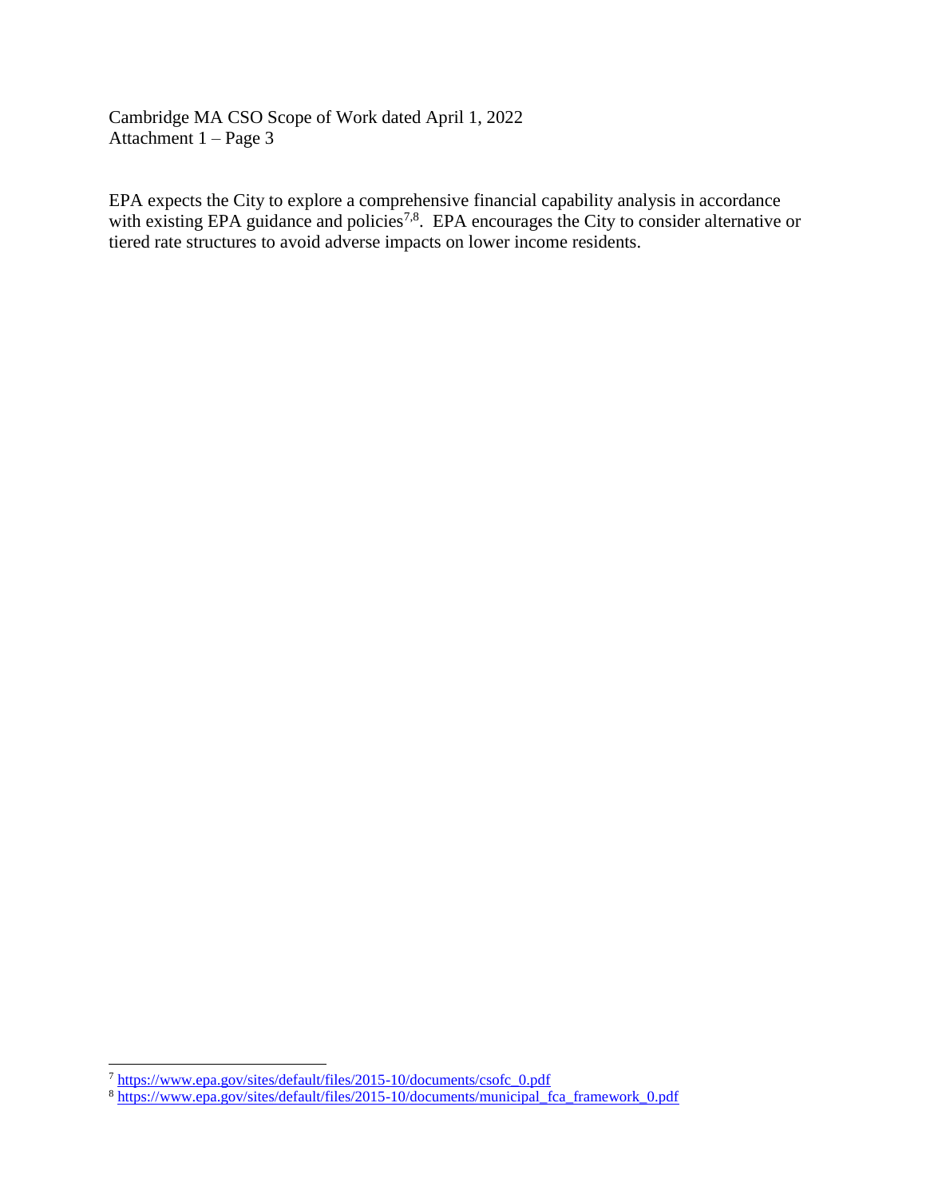EPA expects the City to explore a comprehensive financial capability analysis in accordance with existing EPA guidance and policies[7,8]. EPA encourages the City to consider alternative or tiered rate structures to avoid adverse impacts on lower income residents.

[7] https://www.epa.gov/sites/default/files/2015-10/documents/csofc_0.pdf

[8] https://www.epa.gov/sites/default/files/2015-10/documents/municipal_fca_framework_0.pdf